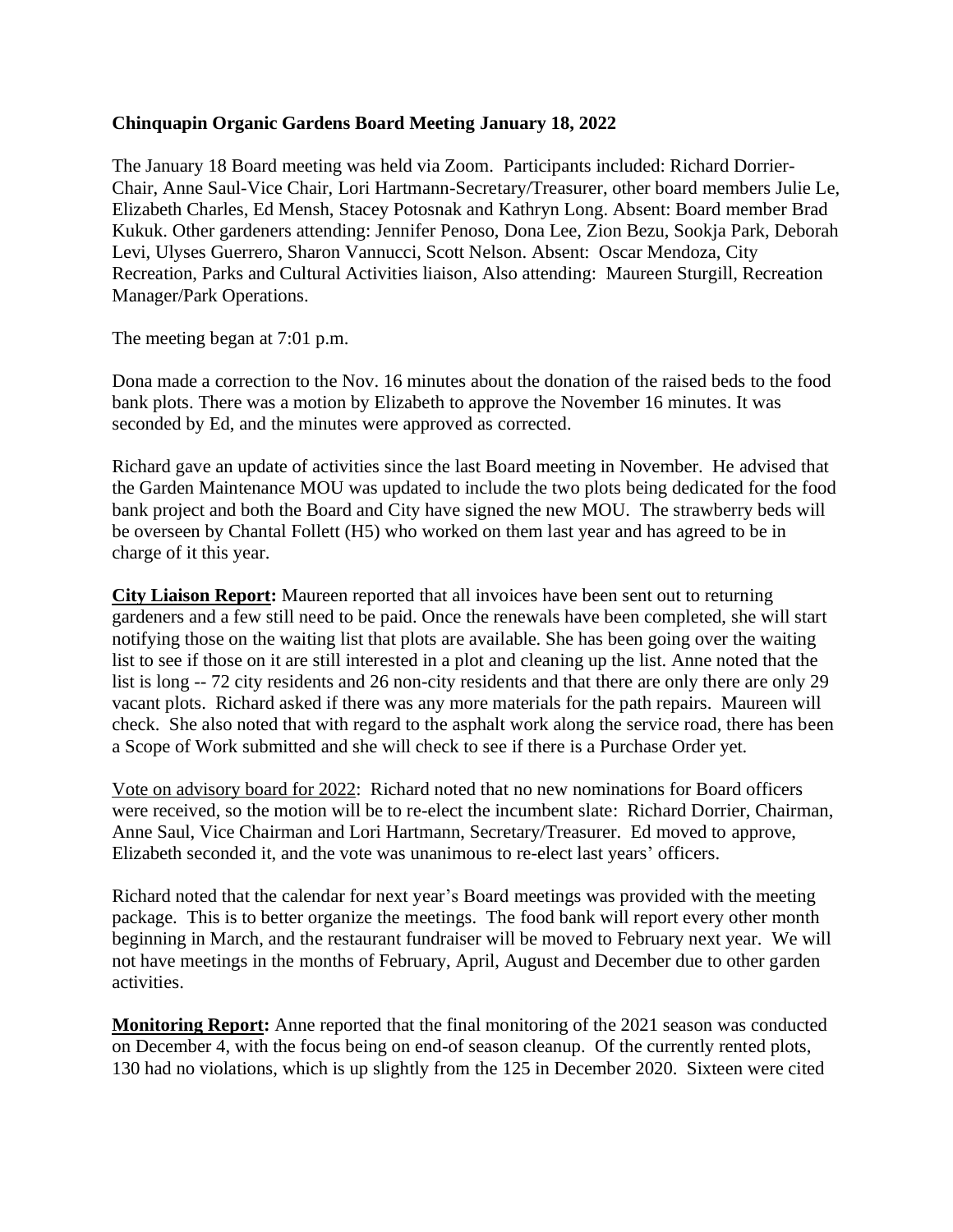**Chinquapin Organic Gardens Board Meeting January 18, 2022**

The January 18 Board meeting was held via Zoom. Participants included: Richard Dorrier-Chair, Anne Saul-Vice Chair, Lori Hartmann-Secretary/Treasurer, other board members Julie Le, Elizabeth Charles, Ed Mensh, Stacey Potosnak and Kathryn Long. Absent: Board member Brad Kukuk. Other gardeners attending: Jennifer Penoso, Dona Lee, Zion Bezu, Sookja Park, Deborah Levi, Ulyses Guerrero, Sharon Vannucci, Scott Nelson. Absent: Oscar Mendoza, City Recreation, Parks and Cultural Activities liaison, Also attending: Maureen Sturgill, Recreation Manager/Park Operations.

The meeting began at 7:01 p.m.

Dona made a correction to the Nov. 16 minutes about the donation of the raised beds to the food bank plots. There was a motion by Elizabeth to approve the November 16 minutes. It was seconded by Ed, and the minutes were approved as corrected.

Richard gave an update of activities since the last Board meeting in November. He advised that the Garden Maintenance MOU was updated to include the two plots being dedicated for the food bank project and both the Board and City have signed the new MOU. The strawberry beds will be overseen by Chantal Follett (H5) who worked on them last year and has agreed to be in charge of it this year.

**City Liaison Report:** Maureen reported that all invoices have been sent out to returning gardeners and a few still need to be paid. Once the renewals have been completed, she will start notifying those on the waiting list that plots are available. She has been going over the waiting list to see if those on it are still interested in a plot and cleaning up the list. Anne noted that the list is long -- 72 city residents and 26 non-city residents and that there are only there are only 29 vacant plots. Richard asked if there was any more materials for the path repairs. Maureen will check. She also noted that with regard to the asphalt work along the service road, there has been a Scope of Work submitted and she will check to see if there is a Purchase Order yet.

Vote on advisory board for 2022: Richard noted that no new nominations for Board officers were received, so the motion will be to re-elect the incumbent slate: Richard Dorrier, Chairman, Anne Saul, Vice Chairman and Lori Hartmann, Secretary/Treasurer. Ed moved to approve, Elizabeth seconded it, and the vote was unanimous to re-elect last years' officers.

Richard noted that the calendar for next year's Board meetings was provided with the meeting package. This is to better organize the meetings. The food bank will report every other month beginning in March, and the restaurant fundraiser will be moved to February next year. We will not have meetings in the months of February, April, August and December due to other garden activities.

**Monitoring Report:** Anne reported that the final monitoring of the 2021 season was conducted on December 4, with the focus being on end-of season cleanup. Of the currently rented plots, 130 had no violations, which is up slightly from the 125 in December 2020. Sixteen were cited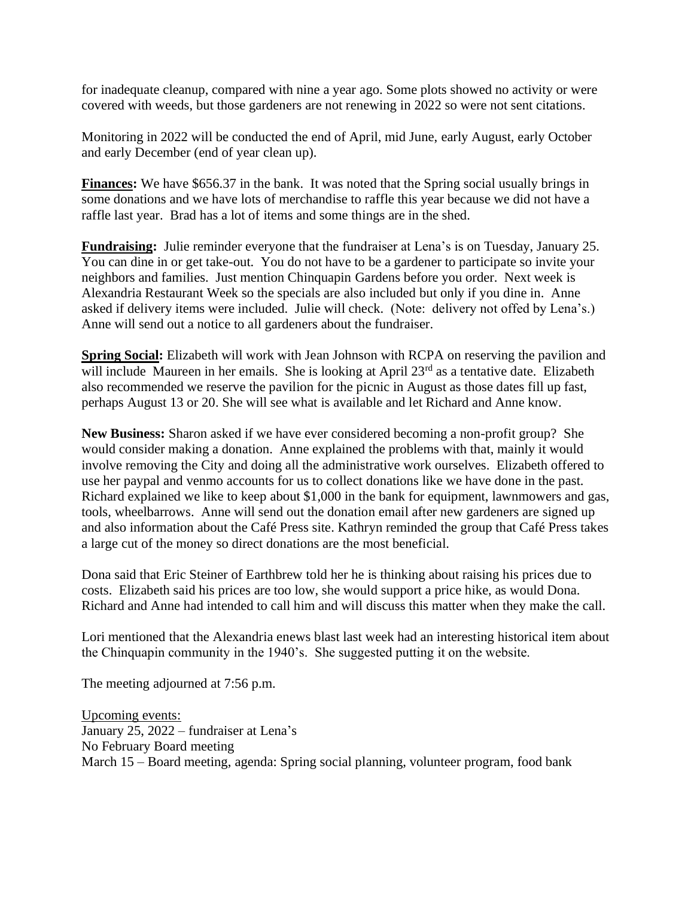for inadequate cleanup, compared with nine a year ago. Some plots showed no activity or were covered with weeds, but those gardeners are not renewing in 2022 so were not sent citations.

Monitoring in 2022 will be conducted the end of April, mid June, early August, early October and early December (end of year clean up).

**Finances:** We have $656.37 in the bank. It was noted that the Spring social usually brings in some donations and we have lots of merchandise to raffle this year because we did not have a raffle last year. Brad has a lot of items and some things are in the shed.

**Fundraising:** Julie reminder everyone that the fundraiser at Lena's is on Tuesday, January 25. You can dine in or get take-out. You do not have to be a gardener to participate so invite your neighbors and families. Just mention Chinquapin Gardens before you order. Next week is Alexandria Restaurant Week so the specials are also included but only if you dine in. Anne asked if delivery items were included. Julie will check. (Note: delivery not offed by Lena's.) Anne will send out a notice to all gardeners about the fundraiser.

**Spring Social:** Elizabeth will work with Jean Johnson with RCPA on reserving the pavilion and will include Maureen in her emails. She is looking at April 23rd as a tentative date. Elizabeth also recommended we reserve the pavilion for the picnic in August as those dates fill up fast, perhaps August 13 or 20. She will see what is available and let Richard and Anne know.

**New Business:** Sharon asked if we have ever considered becoming a non-profit group? She would consider making a donation. Anne explained the problems with that, mainly it would involve removing the City and doing all the administrative work ourselves. Elizabeth offered to use her paypal and venmo accounts for us to collect donations like we have done in the past. Richard explained we like to keep about $1,000 in the bank for equipment, lawnmowers and gas, tools, wheelbarrows. Anne will send out the donation email after new gardeners are signed up and also information about the Café Press site. Kathryn reminded the group that Café Press takes a large cut of the money so direct donations are the most beneficial.

Dona said that Eric Steiner of Earthbrew told her he is thinking about raising his prices due to costs. Elizabeth said his prices are too low, she would support a price hike, as would Dona. Richard and Anne had intended to call him and will discuss this matter when they make the call.

Lori mentioned that the Alexandria enews blast last week had an interesting historical item about the Chinquapin community in the 1940's. She suggested putting it on the website.

The meeting adjourned at 7:56 p.m.

Upcoming events:
January 25, 2022 – fundraiser at Lena's
No February Board meeting
March 15 – Board meeting, agenda: Spring social planning, volunteer program, food bank